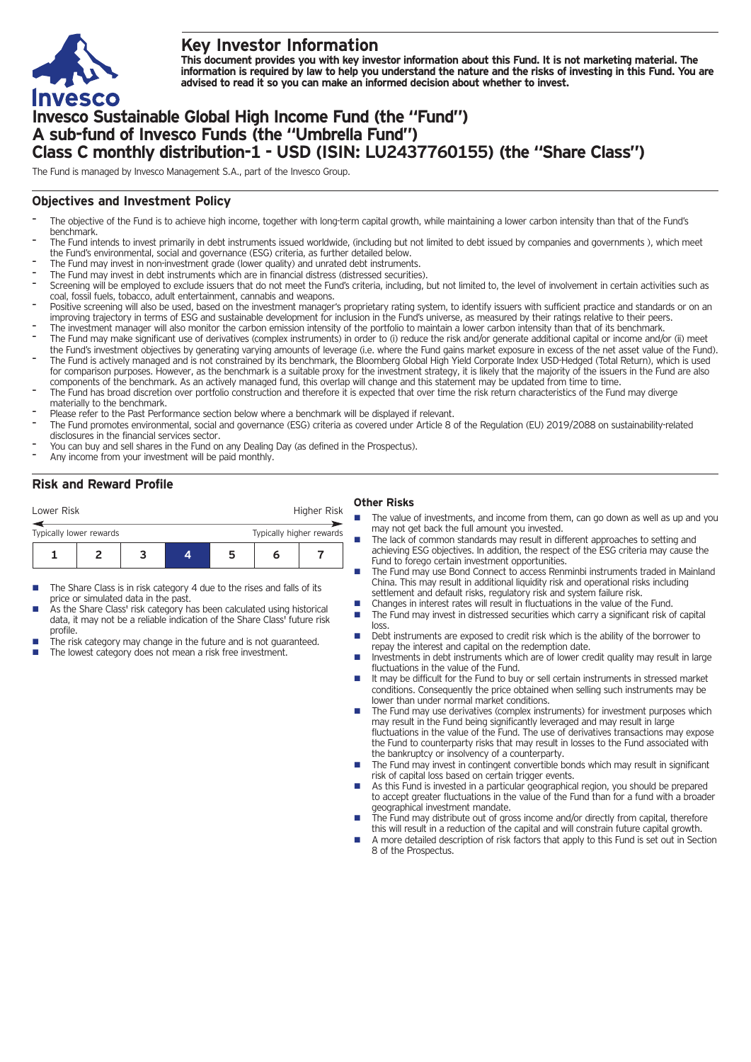# Key Investor Information

**This document provides you with key investor information about this Fund. It is not marketing material. The information is required by law to help you understand the nature and the risks of investing in this Fund. You are advised to read it so you can make an informed decision about whether to invest.**

# Invesco Sustainable Global High Income Fund (the "Fund")
# A sub-fund of Invesco Funds (the "Umbrella Fund")
# Class C monthly distribution-1 - USD (ISIN: LU2437760155) (the "Share Class")

The Fund is managed by Invesco Management S.A., part of the Invesco Group.

## Objectives and Investment Policy

- The objective of the Fund is to achieve high income, together with long-term capital growth, while maintaining a lower carbon intensity than that of the Fund's benchmark.
- The Fund intends to invest primarily in debt instruments issued worldwide, (including but not limited to debt issued by companies and governments ), which meet the Fund's environmental, social and governance (ESG) criteria, as further detailed below.
- The Fund may invest in non-investment grade (lower quality) and unrated debt instruments.
- The Fund may invest in debt instruments which are in financial distress (distressed securities).
- Screening will be employed to exclude issuers that do not meet the Fund's criteria, including, but not limited to, the level of involvement in certain activities such as coal, fossil fuels, tobacco, adult entertainment, cannabis and weapons.
- Positive screening will also be used, based on the investment manager's proprietary rating system, to identify issuers with sufficient practice and standards or on an improving trajectory in terms of ESG and sustainable development for inclusion in the Fund's universe, as measured by their ratings relative to their peers.
- The investment manager will also monitor the carbon emission intensity of the portfolio to maintain a lower carbon intensity than that of its benchmark.
- The Fund may make significant use of derivatives (complex instruments) in order to (i) reduce the risk and/or generate additional capital or income and/or (ii) meet the Fund's investment objectives by generating varying amounts of leverage (i.e. where the Fund gains market exposure in excess of the net asset value of the Fund).
- The Fund is actively managed and is not constrained by its benchmark, the Bloomberg Global High Yield Corporate Index USD-Hedged (Total Return), which is used for comparison purposes. However, as the benchmark is a suitable proxy for the investment strategy, it is likely that the majority of the issuers in the Fund are also components of the benchmark. As an actively managed fund, this overlap will change and this statement may be updated from time to time.
- The Fund has broad discretion over portfolio construction and therefore it is expected that over time the risk return characteristics of the Fund may diverge materially to the benchmark.
- Please refer to the Past Performance section below where a benchmark will be displayed if relevant.
- The Fund promotes environmental, social and governance (ESG) criteria as covered under Article 8 of the Regulation (EU) 2019/2088 on sustainability-related disclosures in the financial services sector.
- You can buy and sell shares in the Fund on any Dealing Day (as defined in the Prospectus).
- Any income from your investment will be paid monthly.

## Risk and Reward Profile

| Lower Risk | | | | | | Higher Risk |
|---|---|---|---|---|---|---|
| Typically lower rewards | | | | | | Typically higher rewards |
| 1 | 2 | 3 | **4** | 5 | 6 | 7 |

- The Share Class is in risk category 4 due to the rises and falls of its price or simulated data in the past.
- As the Share Class' risk category has been calculated using historical data, it may not be a reliable indication of the Share Class' future risk profile.
- The risk category may change in the future and is not guaranteed.
- The lowest category does not mean a risk free investment.

### Other Risks

- The value of investments, and income from them, can go down as well as up and you may not get back the full amount you invested.
- The lack of common standards may result in different approaches to setting and achieving ESG objectives. In addition, the respect of the ESG criteria may cause the Fund to forego certain investment opportunities.
- The Fund may use Bond Connect to access Renminbi instruments traded in Mainland China. This may result in additional liquidity risk and operational risks including settlement and default risks, regulatory risk and system failure risk.
- Changes in interest rates will result in fluctuations in the value of the Fund.
- The Fund may invest in distressed securities which carry a significant risk of capital loss.
- Debt instruments are exposed to credit risk which is the ability of the borrower to repay the interest and capital on the redemption date.
- Investments in debt instruments which are of lower credit quality may result in large fluctuations in the value of the Fund.
- It may be difficult for the Fund to buy or sell certain instruments in stressed market conditions. Consequently the price obtained when selling such instruments may be lower than under normal market conditions.
- The Fund may use derivatives (complex instruments) for investment purposes which may result in the Fund being significantly leveraged and may result in large fluctuations in the value of the Fund. The use of derivatives transactions may expose the Fund to counterparty risks that may result in losses to the Fund associated with the bankruptcy or insolvency of a counterparty.
- The Fund may invest in contingent convertible bonds which may result in significant risk of capital loss based on certain trigger events.
- As this Fund is invested in a particular geographical region, you should be prepared to accept greater fluctuations in the value of the Fund than for a fund with a broader geographical investment mandate.
- The Fund may distribute out of gross income and/or directly from capital, therefore this will result in a reduction of the capital and will constrain future capital growth.
- A more detailed description of risk factors that apply to this Fund is set out in Section 8 of the Prospectus.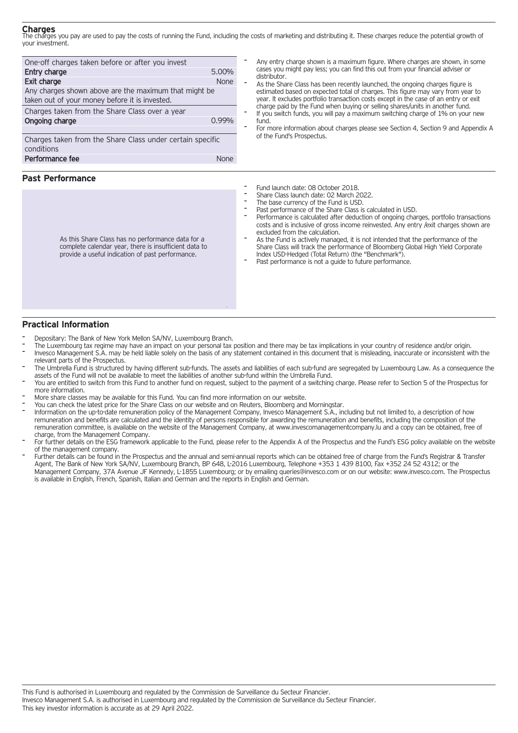## Charges

The charges you pay are used to pay the costs of running the Fund, including the costs of marketing and distributing it. These charges reduce the potential growth of your investment.

| | |
|---|---|
| One-off charges taken before or after you invest | |
| **Entry charge** | 5.00% |
| **Exit charge** | None |
| Any charges shown above are the maximum that might be taken out of your money before it is invested. | |
| Charges taken from the Share Class over a year | |
| **Ongoing charge** | 0.99% |
| Charges taken from the Share Class under certain specific conditions | |
| **Performance fee** | None |

- Any entry charge shown is a maximum figure. Where charges are shown, in some cases you might pay less; you can find this out from your financial adviser or distributor.
- As the Share Class has been recently launched, the ongoing charges figure is estimated based on expected total of charges. This figure may vary from year to year. It excludes portfolio transaction costs except in the case of an entry or exit charge paid by the Fund when buying or selling shares/units in another fund.
- If you switch funds, you will pay a maximum switching charge of 1% on your new fund.
- For more information about charges please see Section 4, Section 9 and Appendix A of the Fund's Prospectus.

## Past Performance

As this Share Class has no performance data for a complete calendar year, there is insufficient data to provide a useful indication of past performance.

- Fund launch date: 08 October 2018.
- Share Class launch date: 02 March 2022.
- The base currency of the Fund is USD.
- Past performance of the Share Class is calculated in USD.
- Performance is calculated after deduction of ongoing charges, portfolio transactions costs and is inclusive of gross income reinvested. Any entry /exit charges shown are excluded from the calculation.
- As the Fund is actively managed, it is not intended that the performance of the Share Class will track the performance of Bloomberg Global High Yield Corporate Index USD-Hedged (Total Return) (the "Benchmark").
- Past performance is not a guide to future performance.

## Practical Information

- Depositary: The Bank of New York Mellon SA/NV, Luxembourg Branch.
- The Luxembourg tax regime may have an impact on your personal tax position and there may be tax implications in your country of residence and/or origin.
- Invesco Management S.A. may be held liable solely on the basis of any statement contained in this document that is misleading, inaccurate or inconsistent with the relevant parts of the Prospectus.
- The Umbrella Fund is structured by having different sub-funds. The assets and liabilities of each sub-fund are segregated by Luxembourg Law. As a consequence the assets of the Fund will not be available to meet the liabilities of another sub-fund within the Umbrella Fund.
- You are entitled to switch from this Fund to another fund on request, subject to the payment of a switching charge. Please refer to Section 5 of the Prospectus for more information.
- More share classes may be available for this Fund. You can find more information on our website.
- You can check the latest price for the Share Class on our website and on Reuters, Bloomberg and Morningstar.
- Information on the up-to-date remuneration policy of the Management Company, Invesco Management S.A., including but not limited to, a description of how remuneration and benefits are calculated and the identity of persons responsible for awarding the remuneration and benefits, including the composition of the remuneration committee, is available on the website of the Management Company, at www.invescomanagementcompany.lu and a copy can be obtained, free of charge, from the Management Company.
- For further details on the ESG framework applicable to the Fund, please refer to the Appendix A of the Prospectus and the Fund's ESG policy available on the website of the management company.
- Further details can be found in the Prospectus and the annual and semi-annual reports which can be obtained free of charge from the Fund's Registrar & Transfer Agent, The Bank of New York SA/NV, Luxembourg Branch, BP 648, L-2016 Luxembourg, Telephone +353 1 439 8100, Fax +352 24 52 4312; or the Management Company, 37A Avenue JF Kennedy, L-1855 Luxembourg; or by emailing queries@invesco.com or on our website: www.invesco.com. The Prospectus is available in English, French, Spanish, Italian and German and the reports in English and German.

This Fund is authorised in Luxembourg and regulated by the Commission de Surveillance du Secteur Financier.
Invesco Management S.A. is authorised in Luxembourg and regulated by the Commission de Surveillance du Secteur Financier.
This key investor information is accurate as at 29 April 2022.